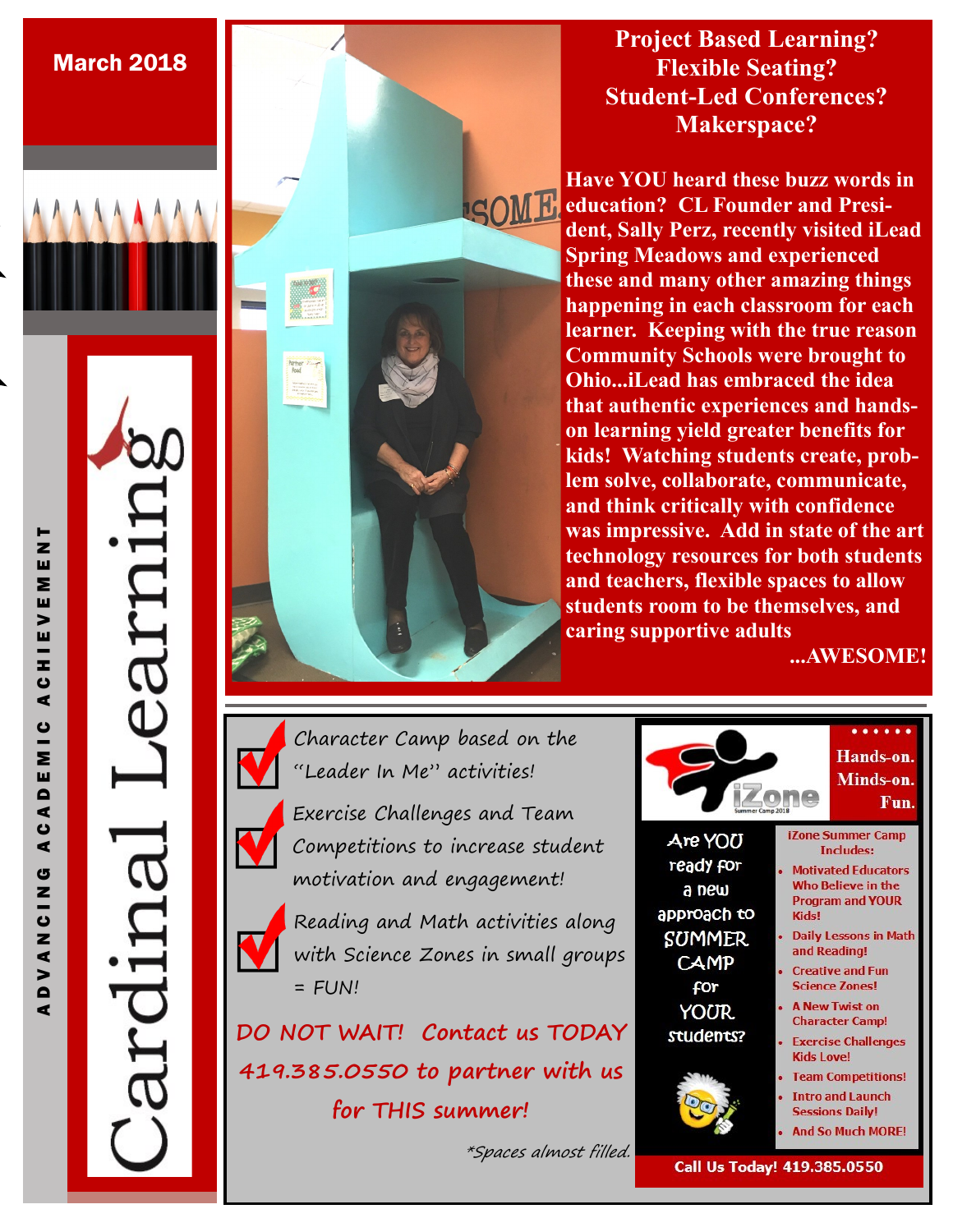March 2018

# Cardinal Learning

ADVANCING ACADEMIC ACHIEVEMENT

## Project Based Learning?
## Flexible Seating?
## Student-Led Conferences?
## Makerspace?

**Have YOU heard these buzz words in education? CL Founder and President, Sally Perz, recently visited iLead Spring Meadows and experienced these and many other amazing things happening in each classroom for each learner. Keeping with the true reason Community Schools were brought to Ohio...iLead has embraced the idea that authentic experiences and hands-on learning yield greater benefits for kids! Watching students create, problem solve, collaborate, communicate, and think critically with confidence was impressive. Add in state of the art technology resources for both students and teachers, flexible spaces to allow students room to be themselves, and caring supportive adults**

**...AWESOME!**

---

- Character Camp based on the "Leader In Me" activities!
- Exercise Challenges and Team Competitions to increase student motivation and engagement!
- Reading and Math activities along with Science Zones in small groups = FUN!

**DO NOT WAIT! Contact us TODAY 419.385.0550 to partner with us for THIS summer!**

*Spaces almost filled.

## iZone Summer Camp 2018

**Hands-on. Minds-on. Fun.**

Are YOU ready for a new approach to SUMMER CAMP for YOUR students?

**iZone Summer Camp Includes:**

- Motivated Educators Who Believe in the Program and YOUR Kids!
- Daily Lessons in Math and Reading!
- Creative and Fun Science Zones!
- A New Twist on Character Camp!
- Exercise Challenges Kids Love!
- Team Competitions!
- Intro and Launch Sessions Daily!
- And So Much MORE!

**Call Us Today! 419.385.0550**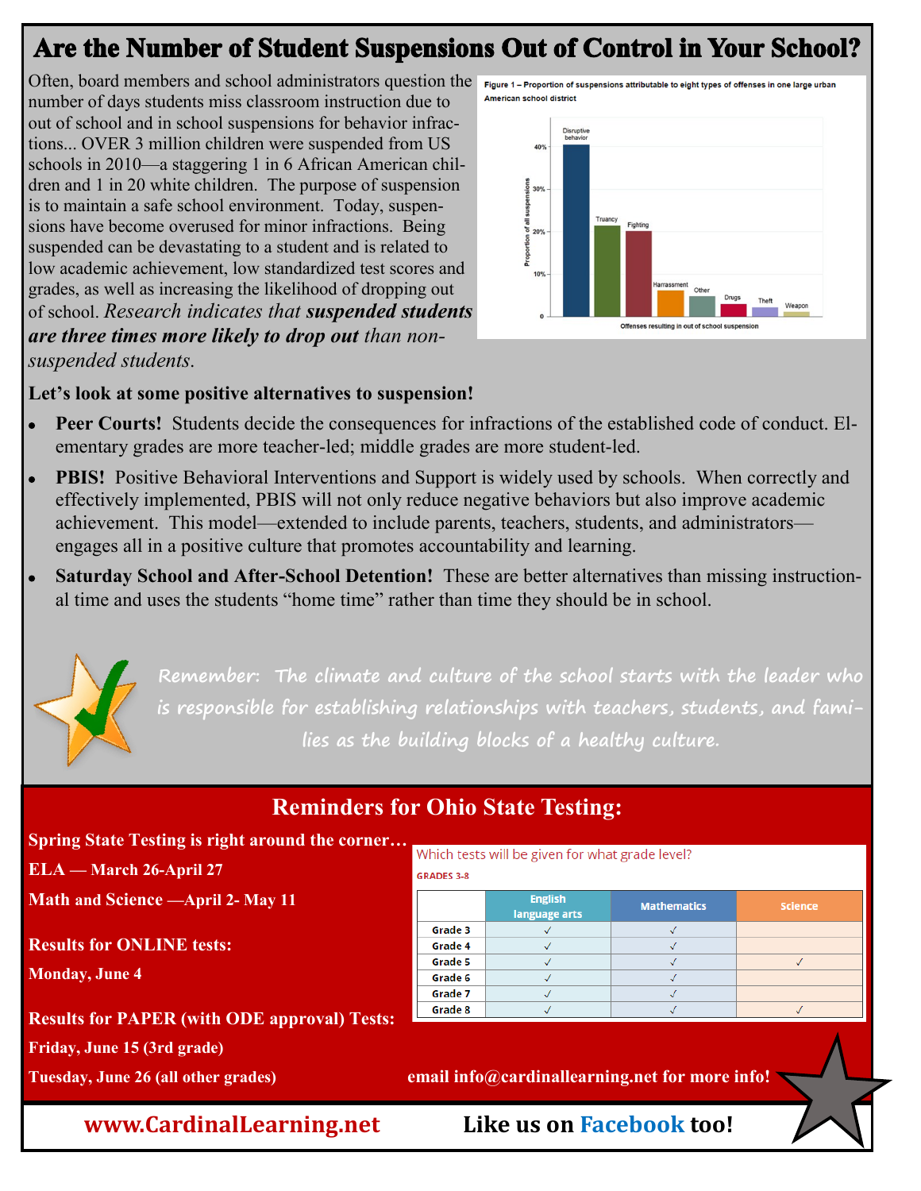# Are the Number of Student Suspensions Out of Control in Your School?

Often, board members and school administrators question the number of days students miss classroom instruction due to out of school and in school suspensions for behavior infractions... OVER 3 million children were suspended from US schools in 2010—a staggering 1 in 6 African American children and 1 in 20 white children. The purpose of suspension is to maintain a safe school environment. Today, suspensions have become overused for minor infractions. Being suspended can be devastating to a student and is related to low academic achievement, low standardized test scores and grades, as well as increasing the likelihood of dropping out of school. *Research indicates that **suspended students are three times more likely to drop out** than non-suspended students.*

Figure 1 – Proportion of suspensions attributable to eight types of offenses in one large urban American school district

Proportion of all suspensions

0
10%
20%
30%
40%

Disruptive behavior
Truancy
Fighting
Harrassment
Other
Drugs
Theft
Weapon

Offenses resulting in out of school suspension

**Let's look at some positive alternatives to suspension!**

- **Peer Courts!** Students decide the consequences for infractions of the established code of conduct. Elementary grades are more teacher-led; middle grades are more student-led.
- **PBIS!** Positive Behavioral Interventions and Support is widely used by schools. When correctly and effectively implemented, PBIS will not only reduce negative behaviors but also improve academic achievement. This model—extended to include parents, teachers, students, and administrators—engages all in a positive culture that promotes accountability and learning.
- **Saturday School and After-School Detention!** These are better alternatives than missing instructional time and uses the students "home time" rather than time they should be in school.

*Remember: The climate and culture of the school starts with the leader who is responsible for establishing relationships with teachers, students, and families as the building blocks of a healthy culture.*

## Reminders for Ohio State Testing:

**Spring State Testing is right around the corner…**

**ELA — March 26-April 27**

**Math and Science —April 2- May 11**

**Results for ONLINE tests:**

**Monday, June 4**

**Results for PAPER (with ODE approval) Tests:**

**Friday, June 15 (3rd grade)**

**Tuesday, June 26 (all other grades)**

Which tests will be given for what grade level?

GRADES 3-8

| | English language arts | Mathematics | Science |
|---|---|---|---|
| Grade 3 | ✓ | ✓ | |
| Grade 4 | ✓ | ✓ | |
| Grade 5 | ✓ | ✓ | ✓ |
| Grade 6 | ✓ | ✓ | |
| Grade 7 | ✓ | ✓ | |
| Grade 8 | ✓ | ✓ | ✓ |

**email info@cardinallearning.net for more info!**

**www.CardinalLearning.net** **Like us on Facebook too!**